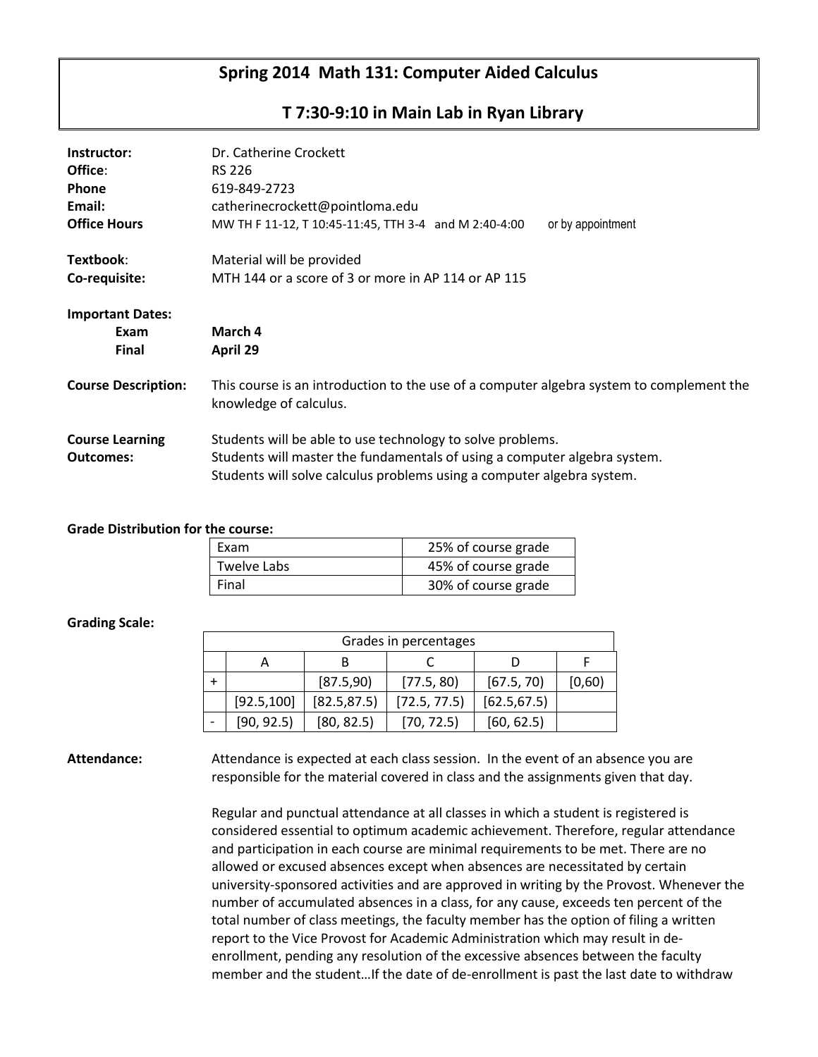# Spring 2014 Math 131: Computer Aided Calculus

## T 7:30-9:10 in Main Lab in Ryan Library

**Instructor:** Dr. Catherine Crockett
**Office**: RS 226
**Phone** 619-849-2723
**Email:** catherinecrockett@pointloma.edu
**Office Hours** MW TH F 11-12, T 10:45-11:45, TTH 3-4 and M 2:40-4:00 or by appointment

**Textbook**: Material will be provided
**Co-requisite:** MTH 144 or a score of 3 or more in AP 114 or AP 115

**Important Dates:**
**Exam** **March 4**
**Final** **April 29**

**Course Description:** This course is an introduction to the use of a computer algebra system to complement the knowledge of calculus.

**Course Learning Outcomes:** Students will be able to use technology to solve problems.
Students will master the fundamentals of using a computer algebra system.
Students will solve calculus problems using a computer algebra system.

**Grade Distribution for the course:**

| | |
|---|---|
| Exam | 25% of course grade |
| Twelve Labs | 45% of course grade |
| Final | 30% of course grade |

**Grading Scale:**

| Grades in percentages | | | | | |
|---|---|---|---|---|---|
| | A | B | C | D | F |
| + | | [87.5,90) | [77.5, 80) | [67.5, 70) | [0,60) |
| | [92.5,100] | [82.5,87.5) | [72.5, 77.5) | [62.5,67.5) | |
| - | [90, 92.5) | [80, 82.5) | [70, 72.5) | [60, 62.5) | |

**Attendance:** Attendance is expected at each class session. In the event of an absence you are responsible for the material covered in class and the assignments given that day.

Regular and punctual attendance at all classes in which a student is registered is considered essential to optimum academic achievement. Therefore, regular attendance and participation in each course are minimal requirements to be met. There are no allowed or excused absences except when absences are necessitated by certain university-sponsored activities and are approved in writing by the Provost. Whenever the number of accumulated absences in a class, for any cause, exceeds ten percent of the total number of class meetings, the faculty member has the option of filing a written report to the Vice Provost for Academic Administration which may result in de-enrollment, pending any resolution of the excessive absences between the faculty member and the student…If the date of de-enrollment is past the last date to withdraw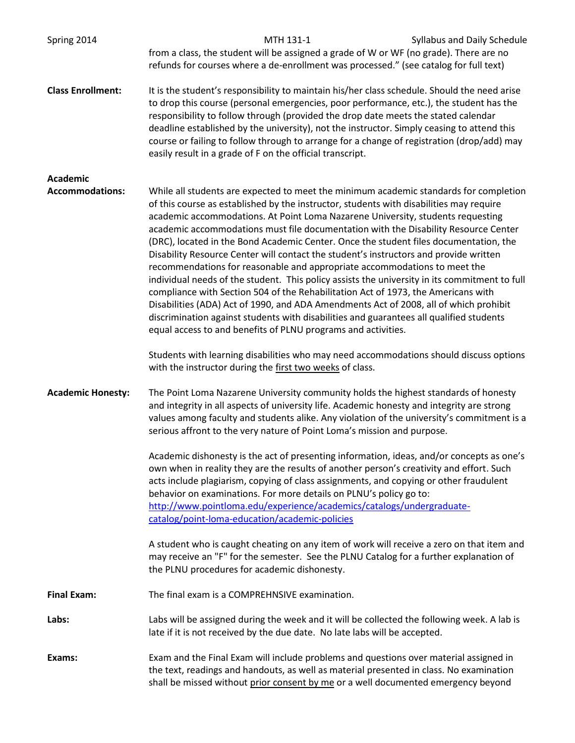from a class, the student will be assigned a grade of W or WF (no grade). There are no refunds for courses where a de-enrollment was processed." (see catalog for full text)

**Class Enrollment:** It is the student's responsibility to maintain his/her class schedule. Should the need arise to drop this course (personal emergencies, poor performance, etc.), the student has the responsibility to follow through (provided the drop date meets the stated calendar deadline established by the university), not the instructor. Simply ceasing to attend this course or failing to follow through to arrange for a change of registration (drop/add) may easily result in a grade of F on the official transcript.

**Academic Accommodations:** While all students are expected to meet the minimum academic standards for completion of this course as established by the instructor, students with disabilities may require academic accommodations. At Point Loma Nazarene University, students requesting academic accommodations must file documentation with the Disability Resource Center (DRC), located in the Bond Academic Center. Once the student files documentation, the Disability Resource Center will contact the student's instructors and provide written recommendations for reasonable and appropriate accommodations to meet the individual needs of the student. This policy assists the university in its commitment to full compliance with Section 504 of the Rehabilitation Act of 1973, the Americans with Disabilities (ADA) Act of 1990, and ADA Amendments Act of 2008, all of which prohibit discrimination against students with disabilities and guarantees all qualified students equal access to and benefits of PLNU programs and activities.

Students with learning disabilities who may need accommodations should discuss options with the instructor during the first two weeks of class.

**Academic Honesty:** The Point Loma Nazarene University community holds the highest standards of honesty and integrity in all aspects of university life. Academic honesty and integrity are strong values among faculty and students alike. Any violation of the university's commitment is a serious affront to the very nature of Point Loma's mission and purpose.

Academic dishonesty is the act of presenting information, ideas, and/or concepts as one's own when in reality they are the results of another person's creativity and effort. Such acts include plagiarism, copying of class assignments, and copying or other fraudulent behavior on examinations. For more details on PLNU's policy go to: http://www.pointloma.edu/experience/academics/catalogs/undergraduate-catalog/point-loma-education/academic-policies

A student who is caught cheating on any item of work will receive a zero on that item and may receive an "F" for the semester. See the PLNU Catalog for a further explanation of the PLNU procedures for academic dishonesty.

**Final Exam:** The final exam is a COMPREHNSIVE examination.

**Labs:** Labs will be assigned during the week and it will be collected the following week. A lab is late if it is not received by the due date. No late labs will be accepted.

**Exams:** Exam and the Final Exam will include problems and questions over material assigned in the text, readings and handouts, as well as material presented in class. No examination shall be missed without prior consent by me or a well documented emergency beyond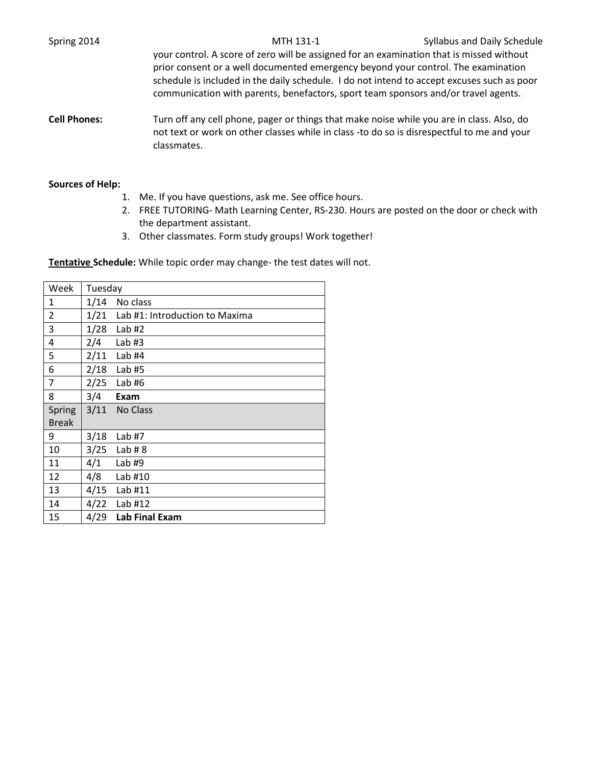your control. A score of zero will be assigned for an examination that is missed without prior consent or a well documented emergency beyond your control. The examination schedule is included in the daily schedule. I do not intend to accept excuses such as poor communication with parents, benefactors, sport team sponsors and/or travel agents.

**Cell Phones:** Turn off any cell phone, pager or things that make noise while you are in class. Also, do not text or work on other classes while in class -to do so is disrespectful to me and your classmates.

**Sources of Help:**

1. Me. If you have questions, ask me. See office hours.
2. FREE TUTORING- Math Learning Center, RS-230. Hours are posted on the door or check with the department assistant.
3. Other classmates. Form study groups! Work together!

**<u>Tentative</u> Schedule:** While topic order may change- the test dates will not.

| Week | Tuesday |
|---|---|
| 1 | 1/14 No class |
| 2 | 1/21 Lab #1: Introduction to Maxima |
| 3 | 1/28 Lab #2 |
| 4 | 2/4 Lab #3 |
| 5 | 2/11 Lab #4 |
| 6 | 2/18 Lab #5 |
| 7 | 2/25 Lab #6 |
| 8 | 3/4 **Exam** |
| Spring Break | 3/11 No Class |
| 9 | 3/18 Lab #7 |
| 10 | 3/25 Lab # 8 |
| 11 | 4/1 Lab #9 |
| 12 | 4/8 Lab #10 |
| 13 | 4/15 Lab #11 |
| 14 | 4/22 Lab #12 |
| 15 | 4/29 **Lab Final Exam** |